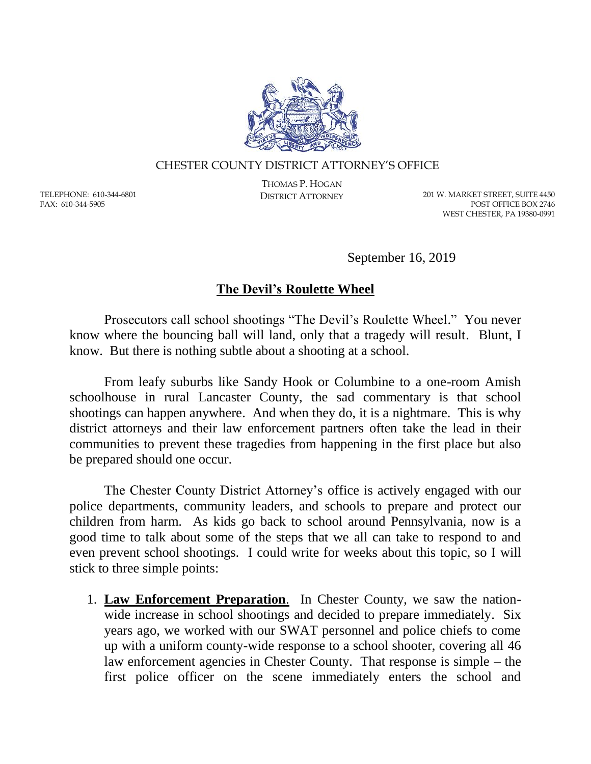CHESTER COUNTY DISTRICT ATTORNEY'S OFFICE

THOMAS P. HOGAN
DISTRICT ATTORNEY

TELEPHONE: 610-344-6801
FAX: 610-344-5905

201 W. MARKET STREET, SUITE 4450
POST OFFICE BOX 2746
WEST CHESTER, PA 19380-0991

September 16, 2019

# The Devil's Roulette Wheel

Prosecutors call school shootings "The Devil's Roulette Wheel." You never know where the bouncing ball will land, only that a tragedy will result. Blunt, I know. But there is nothing subtle about a shooting at a school.

From leafy suburbs like Sandy Hook or Columbine to a one-room Amish schoolhouse in rural Lancaster County, the sad commentary is that school shootings can happen anywhere. And when they do, it is a nightmare. This is why district attorneys and their law enforcement partners often take the lead in their communities to prevent these tragedies from happening in the first place but also be prepared should one occur.

The Chester County District Attorney's office is actively engaged with our police departments, community leaders, and schools to prepare and protect our children from harm. As kids go back to school around Pennsylvania, now is a good time to talk about some of the steps that we all can take to respond to and even prevent school shootings. I could write for weeks about this topic, so I will stick to three simple points:

1. **Law Enforcement Preparation**. In Chester County, we saw the nation-wide increase in school shootings and decided to prepare immediately. Six years ago, we worked with our SWAT personnel and police chiefs to come up with a uniform county-wide response to a school shooter, covering all 46 law enforcement agencies in Chester County. That response is simple – the first police officer on the scene immediately enters the school and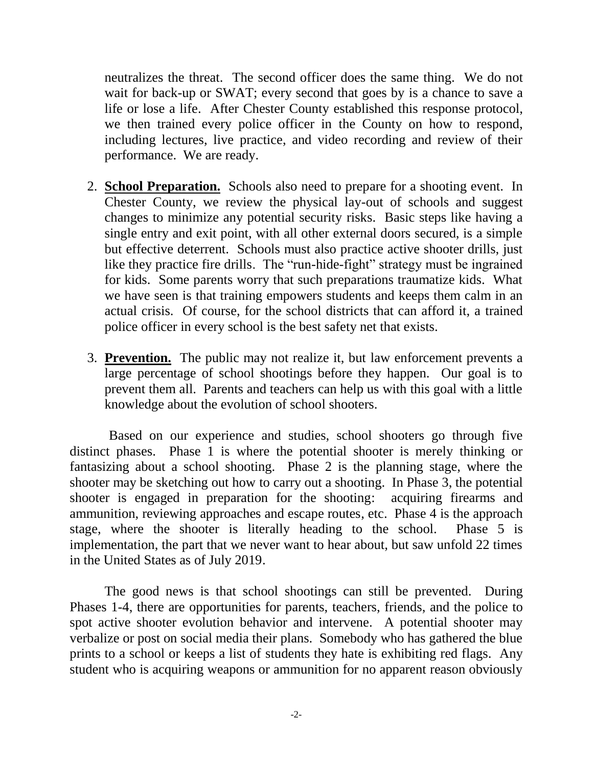neutralizes the threat. The second officer does the same thing. We do not wait for back-up or SWAT; every second that goes by is a chance to save a life or lose a life. After Chester County established this response protocol, we then trained every police officer in the County on how to respond, including lectures, live practice, and video recording and review of their performance. We are ready.

2. **School Preparation.** Schools also need to prepare for a shooting event. In Chester County, we review the physical lay-out of schools and suggest changes to minimize any potential security risks. Basic steps like having a single entry and exit point, with all other external doors secured, is a simple but effective deterrent. Schools must also practice active shooter drills, just like they practice fire drills. The "run-hide-fight" strategy must be ingrained for kids. Some parents worry that such preparations traumatize kids. What we have seen is that training empowers students and keeps them calm in an actual crisis. Of course, for the school districts that can afford it, a trained police officer in every school is the best safety net that exists.

3. **Prevention.** The public may not realize it, but law enforcement prevents a large percentage of school shootings before they happen. Our goal is to prevent them all. Parents and teachers can help us with this goal with a little knowledge about the evolution of school shooters.

Based on our experience and studies, school shooters go through five distinct phases. Phase 1 is where the potential shooter is merely thinking or fantasizing about a school shooting. Phase 2 is the planning stage, where the shooter may be sketching out how to carry out a shooting. In Phase 3, the potential shooter is engaged in preparation for the shooting: acquiring firearms and ammunition, reviewing approaches and escape routes, etc. Phase 4 is the approach stage, where the shooter is literally heading to the school. Phase 5 is implementation, the part that we never want to hear about, but saw unfold 22 times in the United States as of July 2019.

The good news is that school shootings can still be prevented. During Phases 1-4, there are opportunities for parents, teachers, friends, and the police to spot active shooter evolution behavior and intervene. A potential shooter may verbalize or post on social media their plans. Somebody who has gathered the blue prints to a school or keeps a list of students they hate is exhibiting red flags. Any student who is acquiring weapons or ammunition for no apparent reason obviously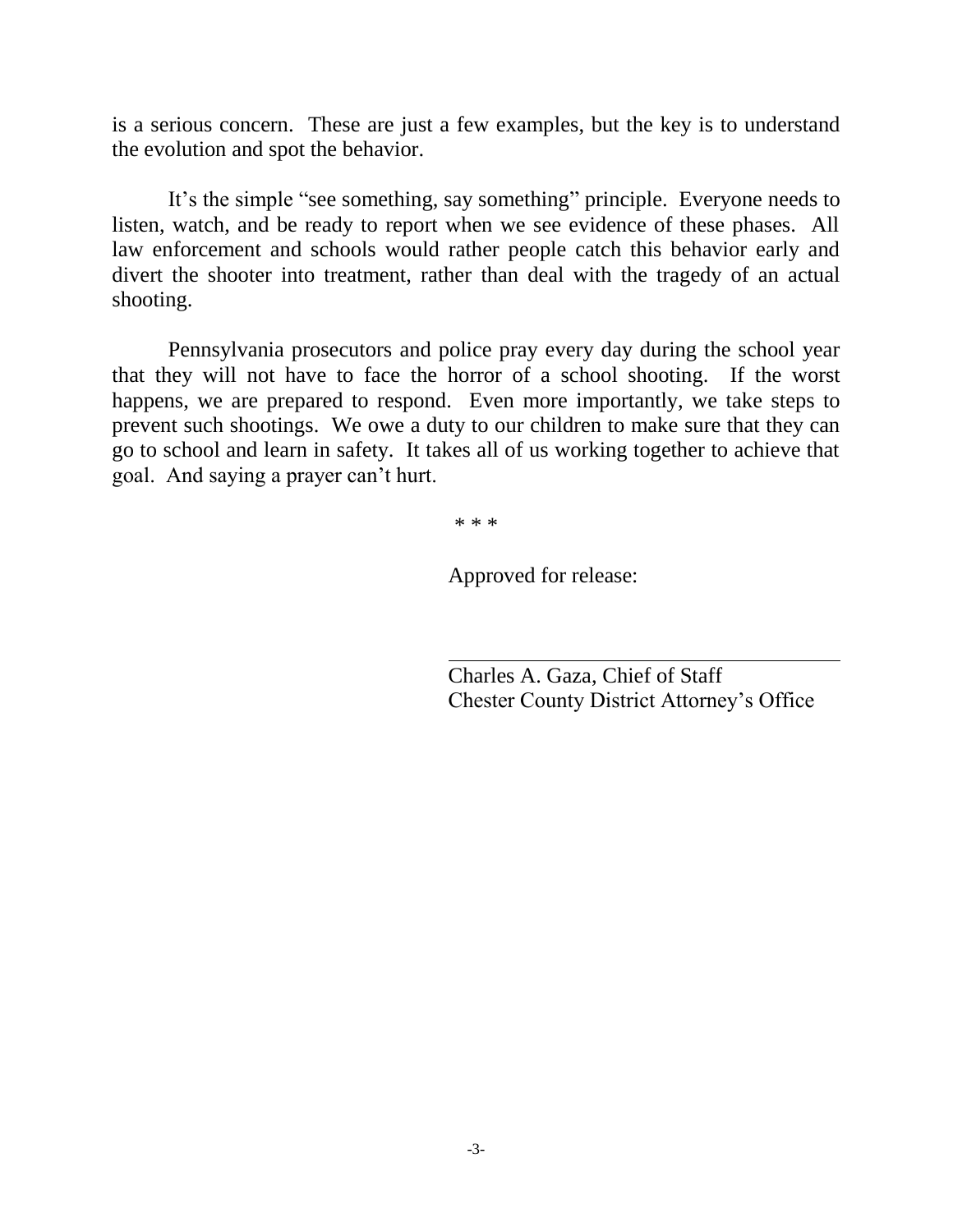is a serious concern. These are just a few examples, but the key is to understand the evolution and spot the behavior.

It's the simple "see something, say something" principle. Everyone needs to listen, watch, and be ready to report when we see evidence of these phases. All law enforcement and schools would rather people catch this behavior early and divert the shooter into treatment, rather than deal with the tragedy of an actual shooting.

Pennsylvania prosecutors and police pray every day during the school year that they will not have to face the horror of a school shooting. If the worst happens, we are prepared to respond. Even more importantly, we take steps to prevent such shootings. We owe a duty to our children to make sure that they can go to school and learn in safety. It takes all of us working together to achieve that goal. And saying a prayer can't hurt.

\* \* \*

Approved for release:

Charles A. Gaza, Chief of Staff
Chester County District Attorney's Office